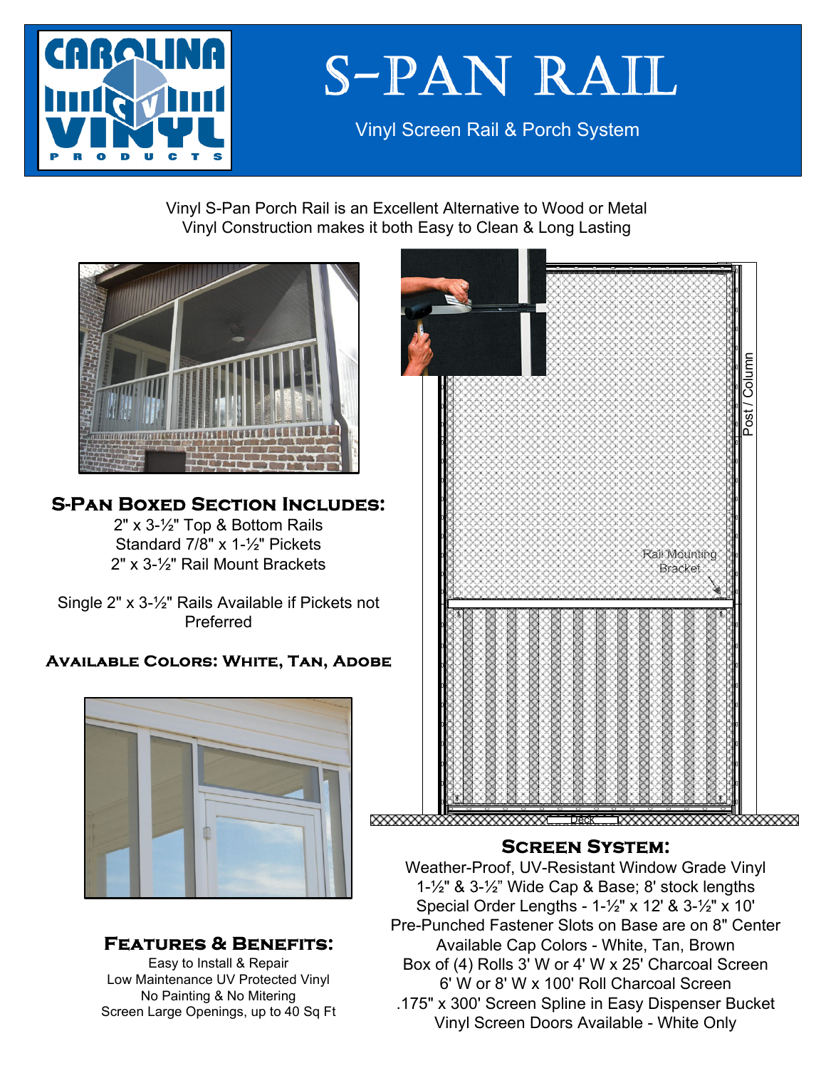# S-PAN RAIL

Vinyl Screen Rail & Porch System

Vinyl S-Pan Porch Rail is an Excellent Alternative to Wood or Metal
Vinyl Construction makes it both Easy to Clean & Long Lasting

## S-Pan Boxed Section Includes:

2" x 3-½" Top & Bottom Rails
Standard 7/8" x 1-½" Pickets
2" x 3-½" Rail Mount Brackets

Single 2" x 3-½" Rails Available if Pickets not Preferred

### Available Colors: White, Tan, Adobe

## Features & Benefits:

Easy to Install & Repair
Low Maintenance UV Protected Vinyl
No Painting & No Mitering
Screen Large Openings, up to 40 Sq Ft

Post / Column

Rail Mounting Bracket

Deck

## Screen System:

Weather-Proof, UV-Resistant Window Grade Vinyl
1-½" & 3-½" Wide Cap & Base; 8' stock lengths
Special Order Lengths - 1-½" x 12' & 3-½" x 10'
Pre-Punched Fastener Slots on Base are on 8" Center
Available Cap Colors - White, Tan, Brown
Box of (4) Rolls 3' W or 4' W x 25' Charcoal Screen
6' W or 8' W x 100' Roll Charcoal Screen
.175" x 300' Screen Spline in Easy Dispenser Bucket
Vinyl Screen Doors Available - White Only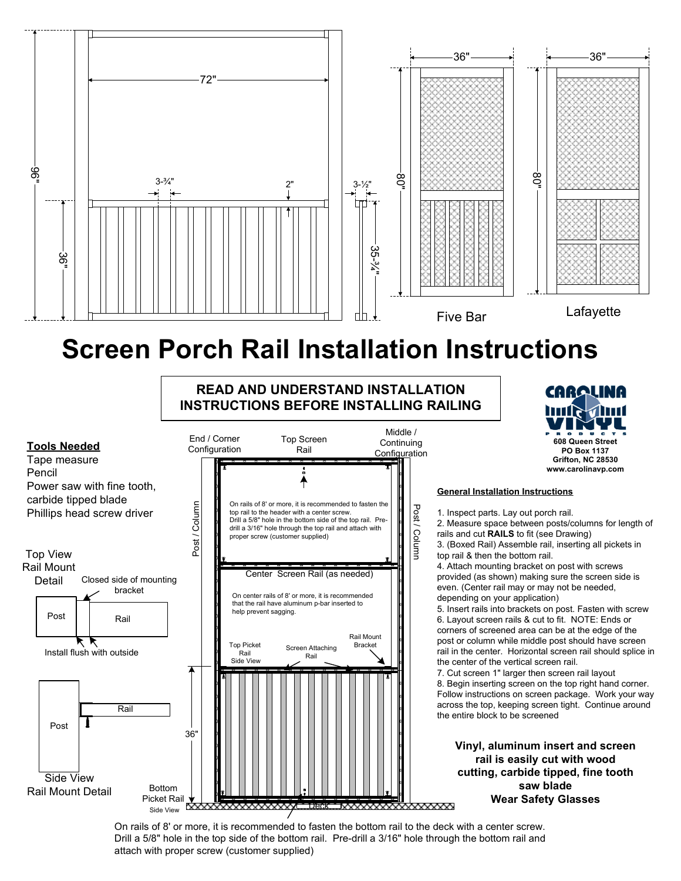72"

96"

36"

3-¾"

2"

3-½"

35-¾"

36"

80"

Five Bar

36"

80"

Lafayette

# Screen Porch Rail Installation Instructions

**READ AND UNDERSTAND INSTALLATION INSTRUCTIONS BEFORE INSTALLING RAILING**

**CAROLINA VINYL PRODUCTS**
**608 Queen Street**
**PO Box 1137**
**Grifton, NC 28530**
**www.carolinavp.com**

**Tools Needed**

Tape measure
Pencil
Power saw with fine tooth, carbide tipped blade
Phillips head screw driver

Top View Rail Mount Detail

Closed side of mounting bracket

Post

Rail

Install flush with outside

Post

Rail

Side View Rail Mount Detail

End / Corner Configuration

Top Screen Rail

Middle / Continuing Configuration

Post / Column

Post / Column

On rails of 8' or more, it is recommended to fasten the top rail to the header with a center screw. Drill a 5/8" hole in the bottom side of the top rail. Pre-drill a 3/16" hole through the top rail and attach with proper screw (customer supplied)

Center Screen Rail (as needed)

On center rails of 8' or more, it is recommended that the rail have aluminum p-bar inserted to help prevent sagging.

Top Picket Rail Side View

Screen Attaching Rail

Rail Mount Bracket

36"

Bottom Picket Rail Side View

Deck

**General Installation Instructions**

1. Inspect parts. Lay out porch rail.
2. Measure space between posts/columns for length of rails and cut **RAILS** to fit (see Drawing)
3. (Boxed Rail) Assemble rail, inserting all pickets in top rail & then the bottom rail.
4. Attach mounting bracket on post with screws provided (as shown) making sure the screen side is even. (Center rail may or may not be needed, depending on your application)
5. Insert rails into brackets on post. Fasten with screw
6. Layout screen rails & cut to fit. NOTE: Ends or corners of screened area can be at the edge of the post or column while middle post should have screen rail in the center. Horizontal screen rail should splice in the center of the vertical screen rail.
7. Cut screen 1" larger then screen rail layout
8. Begin inserting screen on the top right hand corner. Follow instructions on screen package. Work your way across the top, keeping screen tight. Continue around the entire block to be screened

**Vinyl, aluminum insert and screen rail is easily cut with wood cutting, carbide tipped, fine tooth saw blade**
**Wear Safety Glasses**

On rails of 8' or more, it is recommended to fasten the bottom rail to the deck with a center screw. Drill a 5/8" hole in the top side of the bottom rail. Pre-drill a 3/16" hole through the bottom rail and attach with proper screw (customer supplied)